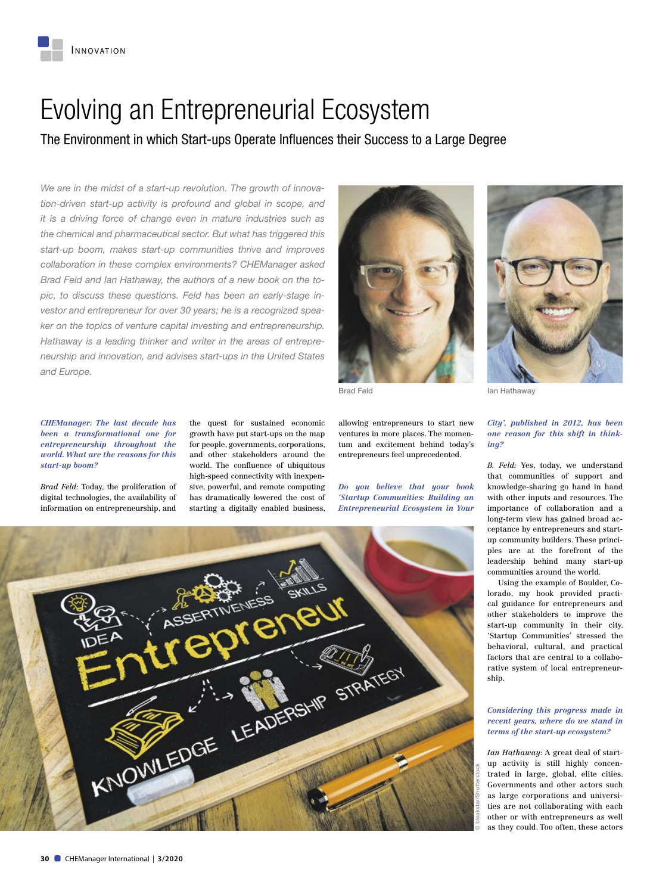# Evolving an Entrepreneurial Ecosystem

## The Environment in which Start-ups Operate Influences their Success to a Large Degree

*We are in the midst of a start-up revolution. The growth of innovation-driven start-up activity is profound and global in scope, and it is a driving force of change even in mature industries such as the chemical and pharmaceutical sector. But what has triggered this start-up boom, makes start-up communities thrive and improves collaboration in these complex environments? CHEManager asked Brad Feld and Ian Hathaway, the authors of a new book on the topic, to discuss these questions. Feld has been an early-stage investor and entrepreneur for over 30 years; he is a recognized speaker on the topics of venture capital investing and entrepreneurship. Hathaway is a leading thinker and writer in the areas of entrepreneurship and innovation, and advises start-ups in the United States and Europe.*

Brad Feld

Ian Hathaway

***CHEManager: The last decade has been a transformational one for entrepreneurship throughout the world. What are the reasons for this start-up boom?***

*Brad Feld:* Today, the proliferation of digital technologies, the availability of information on entrepreneurship, and the quest for sustained economic growth have put start-ups on the map for people, governments, corporations, and other stakeholders around the world. The confluence of ubiquitous high-speed connectivity with inexpensive, powerful, and remote computing has dramatically lowered the cost of starting a digitally enabled business, allowing entrepreneurs to start new ventures in more places. The momentum and excitement behind today's entrepreneurs feel unprecedented.

***Do you believe that your book 'Startup Communities: Building an Entrepreneurial Ecosystem in Your City', published in 2012, has been one reason for this shift in thinking?***

*B. Feld:* Yes, today, we understand that communities of support and knowledge-sharing go hand in hand with other inputs and resources. The importance of collaboration and a long-term view has gained broad acceptance by entrepreneurs and start-up community builders. These principles are at the forefront of the leadership behind many start-up communities around the world.

Using the example of Boulder, Colorado, my book provided practical guidance for entrepreneurs and other stakeholders to improve the start-up community in their city. 'Startup Communities' stressed the behavioral, cultural, and practical factors that are central to a collaborative system of local entrepreneurship.

***Considering this progress made in recent years, where do we stand in terms of the start-up ecosystem?***

*Ian Hathaway:* A great deal of start-up activity is still highly concentrated in large, global, elite cities. Governments and other actors such as large corporations and universities are not collaborating with each other or with entrepreneurs as well as they could. Too often, these actors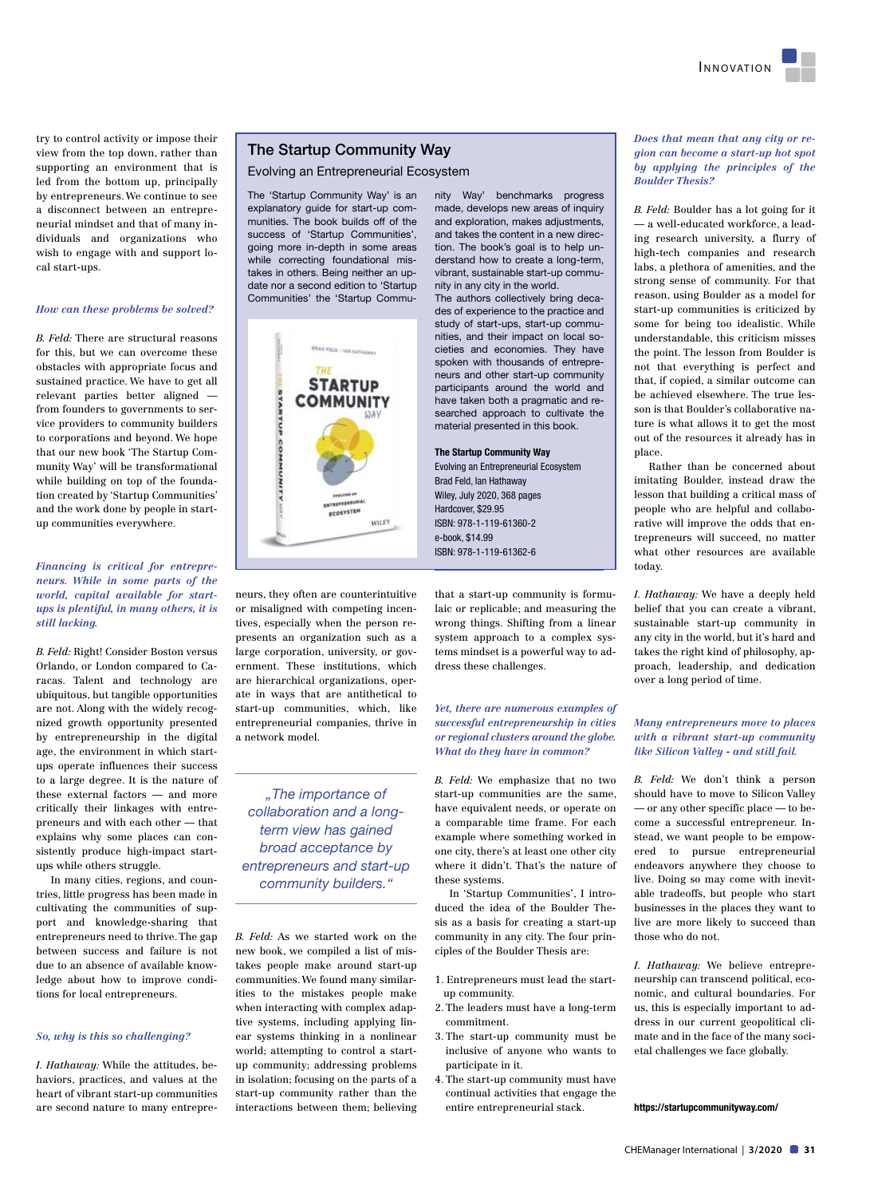try to control activity or impose their view from the top down, rather than supporting an environment that is led from the bottom up, principally by entrepreneurs. We continue to see a disconnect between an entrepreneurial mindset and that of many individuals and organizations who wish to engage with and support local start-ups.

*How can these problems be solved?*

*B. Feld:* There are structural reasons for this, but we can overcome these obstacles with appropriate focus and sustained practice. We have to get all relevant parties better aligned — from founders to governments to service providers to community builders to corporations and beyond. We hope that our new book 'The Startup Community Way' will be transformational while building on top of the foundation created by 'Startup Communities' and the work done by people in start-up communities everywhere.

*Financing is critical for entrepreneurs. While in some parts of the world, capital available for start-ups is plentiful, in many others, it is still lacking.*

*B. Feld:* Right! Consider Boston versus Orlando, or London compared to Caracas. Talent and technology are ubiquitous, but tangible opportunities are not. Along with the widely recognized growth opportunity presented by entrepreneurship in the digital age, the environment in which start-ups operate influences their success to a large degree. It is the nature of these external factors — and more critically their linkages with entrepreneurs and with each other — that explains why some places can consistently produce high-impact start-ups while others struggle.

In many cities, regions, and countries, little progress has been made in cultivating the communities of support and knowledge-sharing that entrepreneurs need to thrive. The gap between success and failure is not due to an absence of available knowledge about how to improve conditions for local entrepreneurs.

*So, why is this so challenging?*

*I. Hathaway:* While the attitudes, behaviors, practices, and values at the heart of vibrant start-up communities are second nature to many entrepreneurs, they often are counterintuitive or misaligned with competing incentives, especially when the person represents an organization such as a large corporation, university, or government. These institutions, which are hierarchical organizations, operate in ways that are antithetical to start-up communities, which, like entrepreneurial companies, thrive in a network model.

> „The importance of collaboration and a long-term view has gained broad acceptance by entrepreneurs and start-up community builders."

*B. Feld:* As we started work on the new book, we compiled a list of mistakes people make around start-up communities. We found many similarities to the mistakes people make when interacting with complex adaptive systems, including applying linear systems thinking in a nonlinear world; attempting to control a start-up community; addressing problems in isolation; focusing on the parts of a start-up community rather than the interactions between them; believing that a start-up community is formulaic or replicable; and measuring the wrong things. Shifting from a linear system approach to a complex systems mindset is a powerful way to address these challenges.

*Yet, there are numerous examples of successful entrepreneurship in cities or regional clusters around the globe. What do they have in common?*

*B. Feld:* We emphasize that no two start-up communities are the same, have equivalent needs, or operate on a comparable time frame. For each example where something worked in one city, there's at least one other city where it didn't. That's the nature of these systems.

In 'Startup Communities', I introduced the idea of the Boulder Thesis as a basis for creating a start-up community in any city. The four principles of the Boulder Thesis are:

1. Entrepreneurs must lead the start-up community.
2. The leaders must have a long-term commitment.
3. The start-up community must be inclusive of anyone who wants to participate in it.
4. The start-up community must have continual activities that engage the entire entrepreneurial stack.

*Does that mean that any city or region can become a start-up hot spot by applying the principles of the Boulder Thesis?*

*B. Feld:* Boulder has a lot going for it — a well-educated workforce, a leading research university, a flurry of high-tech companies and research labs, a plethora of amenities, and the strong sense of community. For that reason, using Boulder as a model for start-up communities is criticized by some for being too idealistic. While understandable, this criticism misses the point. The lesson from Boulder is not that everything is perfect and that, if copied, a similar outcome can be achieved elsewhere. The true lesson is that Boulder's collaborative nature is what allows it to get the most out of the resources it already has in place.

Rather than be concerned about imitating Boulder, instead draw the lesson that building a critical mass of people who are helpful and collaborative will improve the odds that entrepreneurs will succeed, no matter what other resources are available today.

*I. Hathaway:* We have a deeply held belief that you can create a vibrant, sustainable start-up community in any city in the world, but it's hard and takes the right kind of philosophy, approach, leadership, and dedication over a long period of time.

*Many entrepreneurs move to places with a vibrant start-up community like Silicon Valley - and still fail.*

*B. Feld:* We don't think a person should have to move to Silicon Valley — or any other specific place — to become a successful entrepreneur. Instead, we want people to be empowered to pursue entrepreneurial endeavors anywhere they choose to live. Doing so may come with inevitable tradeoffs, but people who start businesses in the places they want to live are more likely to succeed than those who do not.

*I. Hathaway:* We believe entrepreneurship can transcend political, economic, and cultural boundaries. For us, this is especially important to address in our current geopolitical climate and in the face of the many societal challenges we face globally.

**https://startupcommunityway.com/**

---

## The Startup Community Way

### Evolving an Entrepreneurial Ecosystem

The 'Startup Community Way' is an explanatory guide for start-up communities. The book builds off of the success of 'Startup Communities', going more in-depth in some areas while correcting foundational mistakes in others. Being neither an update nor a second edition to 'Startup Communities' the 'Startup Community Way' benchmarks progress made, develops new areas of inquiry and exploration, makes adjustments, and takes the content in a new direction. The book's goal is to help understand how to create a long-term, vibrant, sustainable start-up community in any city in the world.

The authors collectively bring decades of experience to the practice and study of start-ups, start-up communities, and their impact on local societies and economies. They have spoken with thousands of entrepreneurs and other start-up community participants around the world and have taken both a pragmatic and researched approach to cultivate the material presented in this book.

**The Startup Community Way**
Evolving an Entrepreneurial Ecosystem
Brad Feld, Ian Hathaway
Wiley, July 2020, 368 pages
Hardcover, $29.95
ISBN: 978-1-119-61360-2
e-book, $14.99
ISBN: 978-1-119-61362-6